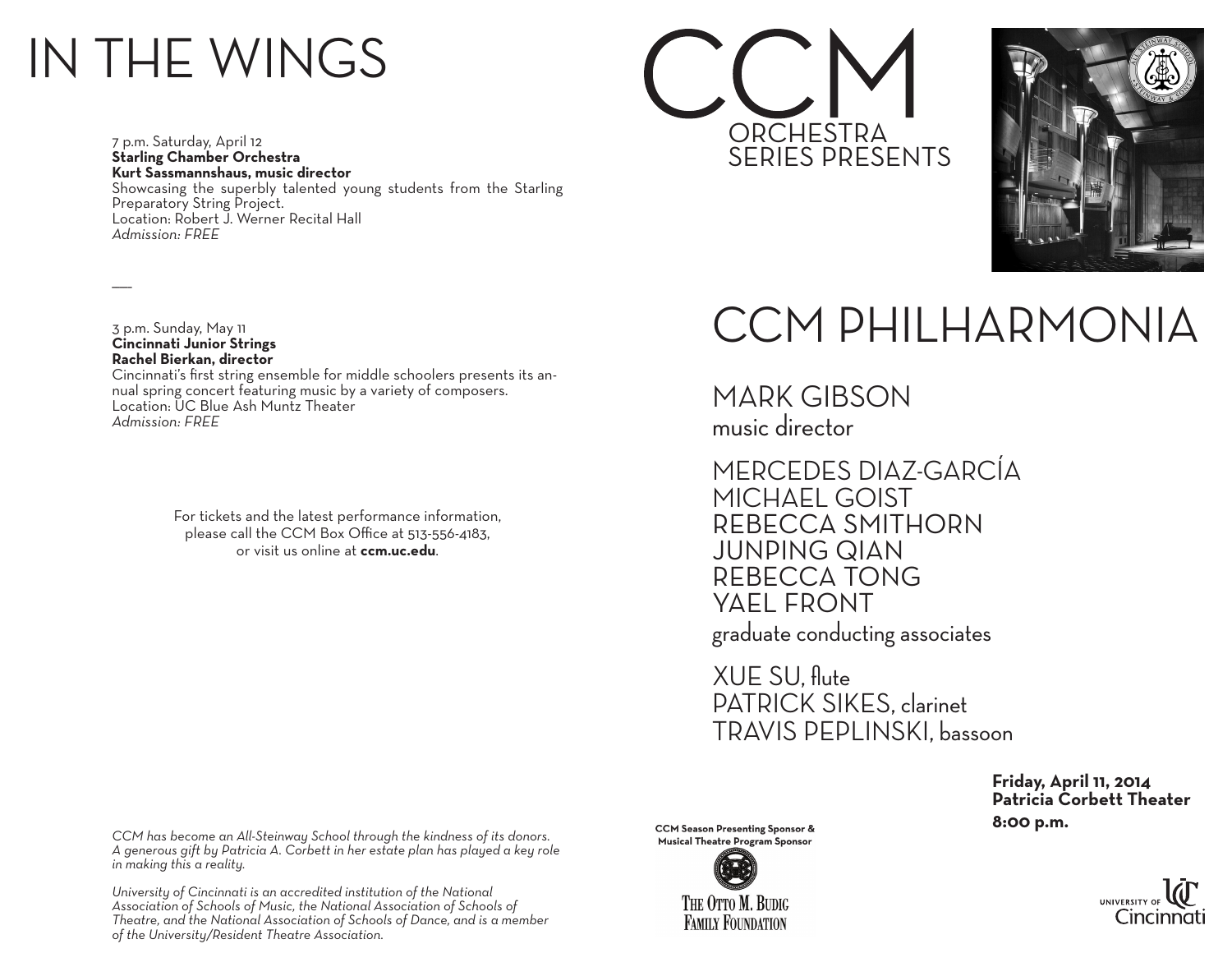# IN THE WINGS

7 p.m. Saturday, April 12
**Starling Chamber Orchestra**
**Kurt Sassmannshaus, music director**
Showcasing the superbly talented young students from the Starling Preparatory String Project.
Location: Robert J. Werner Recital Hall
*Admission: FREE*

—

3 p.m. Sunday, May 11
**Cincinnati Junior Strings**
**Rachel Bierkan, director**
Cincinnati's first string ensemble for middle schoolers presents its annual spring concert featuring music by a variety of composers.
Location: UC Blue Ash Muntz Theater
*Admission: FREE*

For tickets and the latest performance information, please call the CCM Box Office at 513-556-4183, or visit us online at **ccm.uc.edu**.

*CCM has become an All-Steinway School through the kindness of its donors. A generous gift by Patricia A. Corbett in her estate plan has played a key role in making this a reality.*

*University of Cincinnati is an accredited institution of the National Association of Schools of Music, the National Association of Schools of Theatre, and the National Association of Schools of Dance, and is a member of the University/Resident Theatre Association.*

**CCM Season Presenting Sponsor & Musical Theatre Program Sponsor**

THE OTTO M. BUDIG FAMILY FOUNDATION

# CCM

## ORCHESTRA SERIES PRESENTS

# CCM PHILHARMONIA

MARK GIBSON
music director

MERCEDES DIAZ-GARCÍA
MICHAEL GOIST
REBECCA SMITHORN
JUNPING QIAN
REBECCA TONG
YAEL FRONT
graduate conducting associates

XUE SU, flute
PATRICK SIKES, clarinet
TRAVIS PEPLINSKI, bassoon

**Friday, April 11, 2014**
**Patricia Corbett Theater**
**8:00 p.m.**

UNIVERSITY OF Cincinnati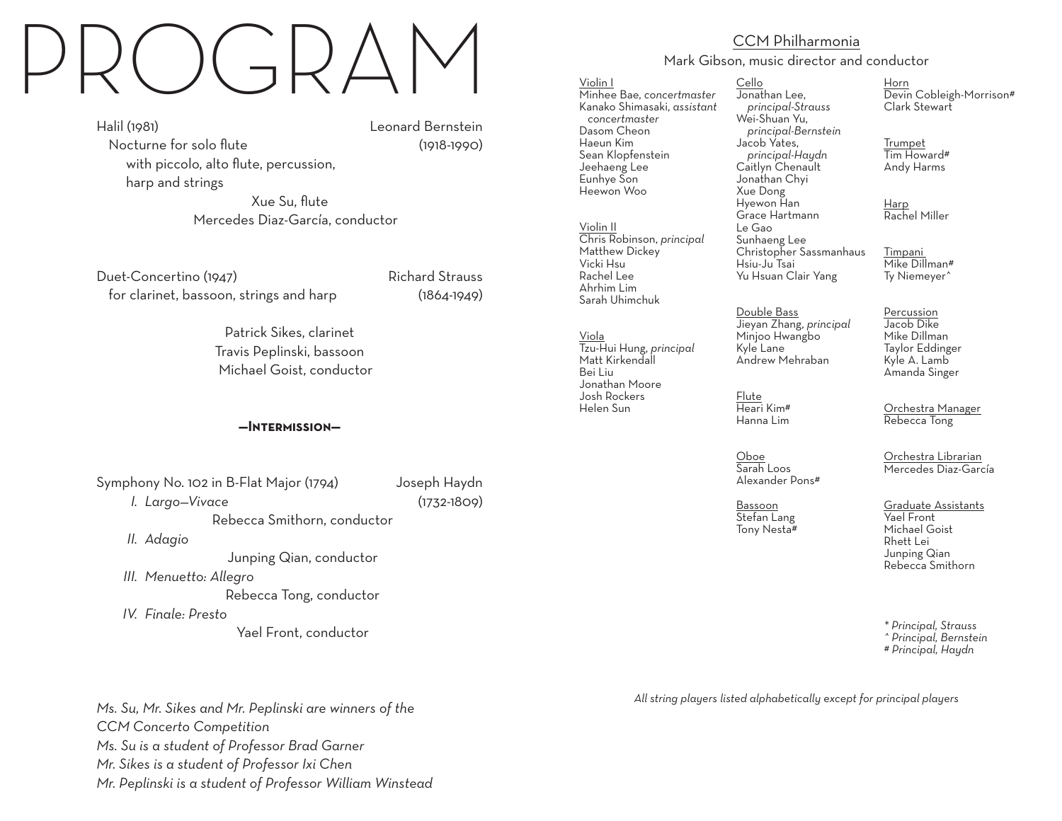# PROGRAM

Halil (1981) — Leonard Bernstein (1918-1990)
Nocturne for solo flute
with piccolo, alto flute, percussion, harp and strings

Xue Su, flute
Mercedes Diaz-García, conductor

Duet-Concertino (1947) — Richard Strauss (1864-1949)
for clarinet, bassoon, strings and harp

Patrick Sikes, clarinet
Travis Peplinski, bassoon
Michael Goist, conductor

**—Intermission—**

Symphony No. 102 in B-Flat Major (1794) — Joseph Haydn (1732-1809)

*I. Largo—Vivace*
Rebecca Smithorn, conductor

*II. Adagio*
Junping Qian, conductor

*III. Menuetto: Allegro*
Rebecca Tong, conductor

*IV. Finale: Presto*
Yael Front, conductor

*Ms. Su, Mr. Sikes and Mr. Peplinski are winners of the CCM Concerto Competition*
*Ms. Su is a student of Professor Brad Garner*
*Mr. Sikes is a student of Professor Ixi Chen*
*Mr. Peplinski is a student of Professor William Winstead*

## CCM Philharmonia

Mark Gibson, music director and conductor

Violin I
Minhee Bae, *concertmaster*
Kanako Shimasaki, *assistant concertmaster*
Dasom Cheon
Haeun Kim
Sean Klopfenstein
Jeehaeng Lee
Eunhye Son
Heewon Woo

Violin II
Chris Robinson, *principal*
Matthew Dickey
Vicki Hsu
Rachel Lee
Ahrhim Lim
Sarah Uhimchuk

Viola
Tzu-Hui Hung, *principal*
Matt Kirkendall
Bei Liu
Jonathan Moore
Josh Rockers
Helen Sun

Cello
Jonathan Lee, *principal-Strauss*
Wei-Shuan Yu, *principal-Bernstein*
Jacob Yates, *principal-Haydn*
Caitlyn Chenault
Jonathan Chyi
Xue Dong
Hyewon Han
Grace Hartmann
Le Gao
Sunhaeng Lee
Christopher Sassmanhaus
Hsiu-Ju Tsai
Yu Hsuan Clair Yang

Double Bass
Jieyan Zhang, *principal*
Minjoo Hwangbo
Kyle Lane
Andrew Mehraban

Flute
Heari Kim#
Hanna Lim

Oboe
Sarah Loos
Alexander Pons#

Bassoon
Stefan Lang
Tony Nesta#

Horn
Devin Cobleigh-Morrison#
Clark Stewart

Trumpet
Tim Howard#
Andy Harms

Harp
Rachel Miller

Timpani
Mike Dillman#
Ty Niemeyer^

Percussion
Jacob Dike
Mike Dillman
Taylor Eddinger
Kyle A. Lamb
Amanda Singer

Orchestra Manager
Rebecca Tong

Orchestra Librarian
Mercedes Diaz-García

Graduate Assistants
Yael Front
Michael Goist
Rhett Lei
Junping Qian
Rebecca Smithorn

*\* Principal, Strauss*
*^ Principal, Bernstein*
*# Principal, Haydn*

*All string players listed alphabetically except for principal players*